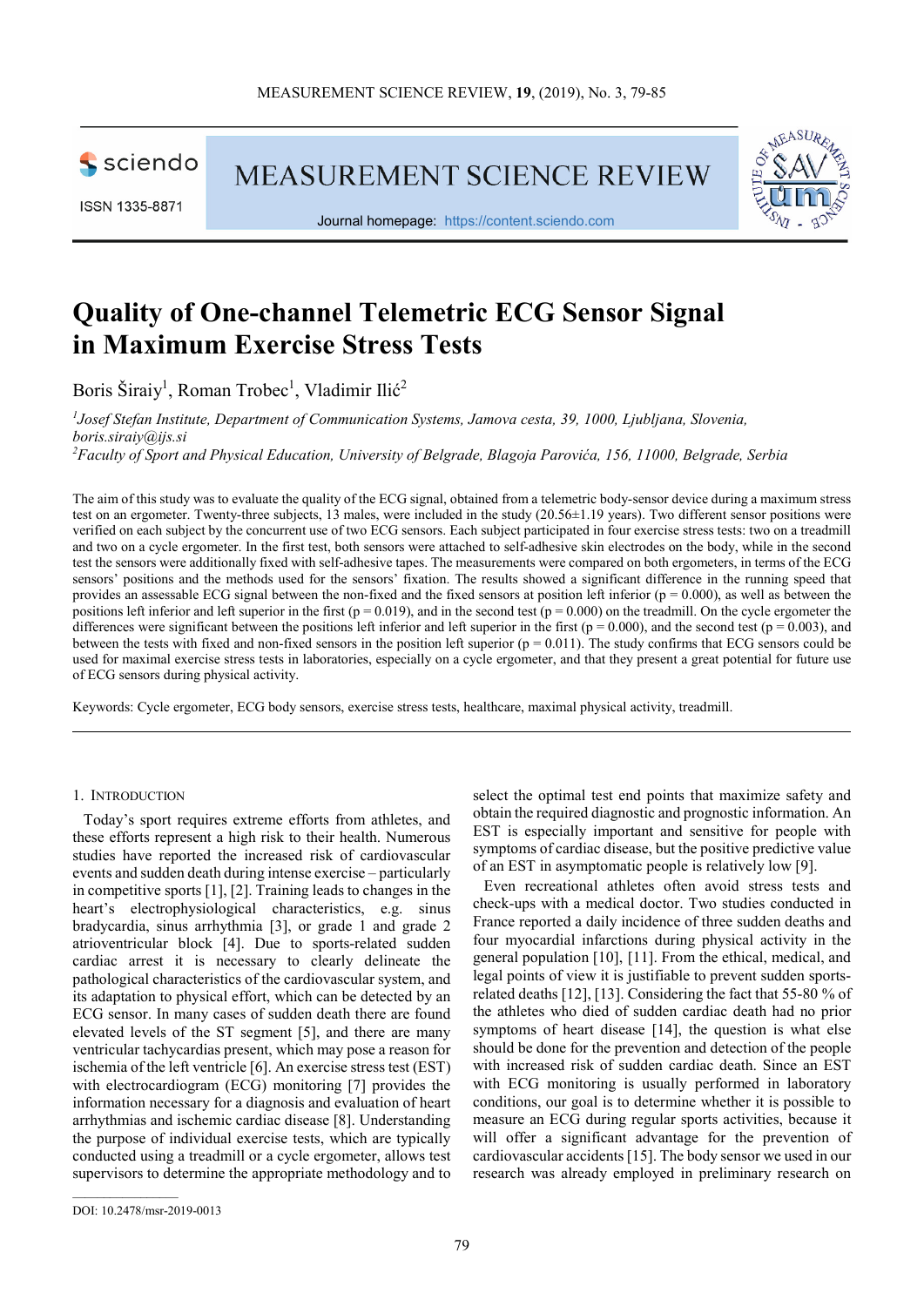# Quality of One-channel Telemetric ECG Sensor Signal in Maximum Exercise Stress Tests

Boris Širaiy[1], Roman Trobec[1], Vladimir Ilić[2]

[1]*Josef Stefan Institute, Department of Communication Systems, Jamova cesta, 39, 1000, Ljubljana, Slovenia, boris.siraiy@ijs.si*

[2]*Faculty of Sport and Physical Education, University of Belgrade, Blagoja Parovića, 156, 11000, Belgrade, Serbia*

The aim of this study was to evaluate the quality of the ECG signal, obtained from a telemetric body-sensor device during a maximum stress test on an ergometer. Twenty-three subjects, 13 males, were included in the study (20.56±1.19 years). Two different sensor positions were verified on each subject by the concurrent use of two ECG sensors. Each subject participated in four exercise stress tests: two on a treadmill and two on a cycle ergometer. In the first test, both sensors were attached to self-adhesive skin electrodes on the body, while in the second test the sensors were additionally fixed with self-adhesive tapes. The measurements were compared on both ergometers, in terms of the ECG sensors' positions and the methods used for the sensors' fixation. The results showed a significant difference in the running speed that provides an assessable ECG signal between the non-fixed and the fixed sensors at position left inferior ($p = 0.000$), as well as between the positions left inferior and left superior in the first ($p = 0.019$), and in the second test ($p = 0.000$) on the treadmill. On the cycle ergometer the differences were significant between the positions left inferior and left superior in the first ($p = 0.000$), and the second test ($p = 0.003$), and between the tests with fixed and non-fixed sensors in the position left superior ($p = 0.011$). The study confirms that ECG sensors could be used for maximal exercise stress tests in laboratories, especially on a cycle ergometer, and that they present a great potential for future use of ECG sensors during physical activity.

Keywords: Cycle ergometer, ECG body sensors, exercise stress tests, healthcare, maximal physical activity, treadmill.

## 1. Introduction

Today's sport requires extreme efforts from athletes, and these efforts represent a high risk to their health. Numerous studies have reported the increased risk of cardiovascular events and sudden death during intense exercise – particularly in competitive sports [1], [2]. Training leads to changes in the heart's electrophysiological characteristics, e.g. sinus bradycardia, sinus arrhythmia [3], or grade 1 and grade 2 atrioventricular block [4]. Due to sports-related sudden cardiac arrest it is necessary to clearly delineate the pathological characteristics of the cardiovascular system, and its adaptation to physical effort, which can be detected by an ECG sensor. In many cases of sudden death there are found elevated levels of the ST segment [5], and there are many ventricular tachycardias present, which may pose a reason for ischemia of the left ventricle [6]. An exercise stress test (EST) with electrocardiogram (ECG) monitoring [7] provides the information necessary for a diagnosis and evaluation of heart arrhythmias and ischemic cardiac disease [8]. Understanding the purpose of individual exercise tests, which are typically conducted using a treadmill or a cycle ergometer, allows test supervisors to determine the appropriate methodology and to select the optimal test end points that maximize safety and obtain the required diagnostic and prognostic information. An EST is especially important and sensitive for people with symptoms of cardiac disease, but the positive predictive value of an EST in asymptomatic people is relatively low [9].

Even recreational athletes often avoid stress tests and check-ups with a medical doctor. Two studies conducted in France reported a daily incidence of three sudden deaths and four myocardial infarctions during physical activity in the general population [10], [11]. From the ethical, medical, and legal points of view it is justifiable to prevent sudden sports-related deaths [12], [13]. Considering the fact that 55-80 % of the athletes who died of sudden cardiac death had no prior symptoms of heart disease [14], the question is what else should be done for the prevention and detection of the people with increased risk of sudden cardiac death. Since an EST with ECG monitoring is usually performed in laboratory conditions, our goal is to determine whether it is possible to measure an ECG during regular sports activities, because it will offer a significant advantage for the prevention of cardiovascular accidents [15]. The body sensor we used in our research was already employed in preliminary research on

DOI: 10.2478/msr-2019-0013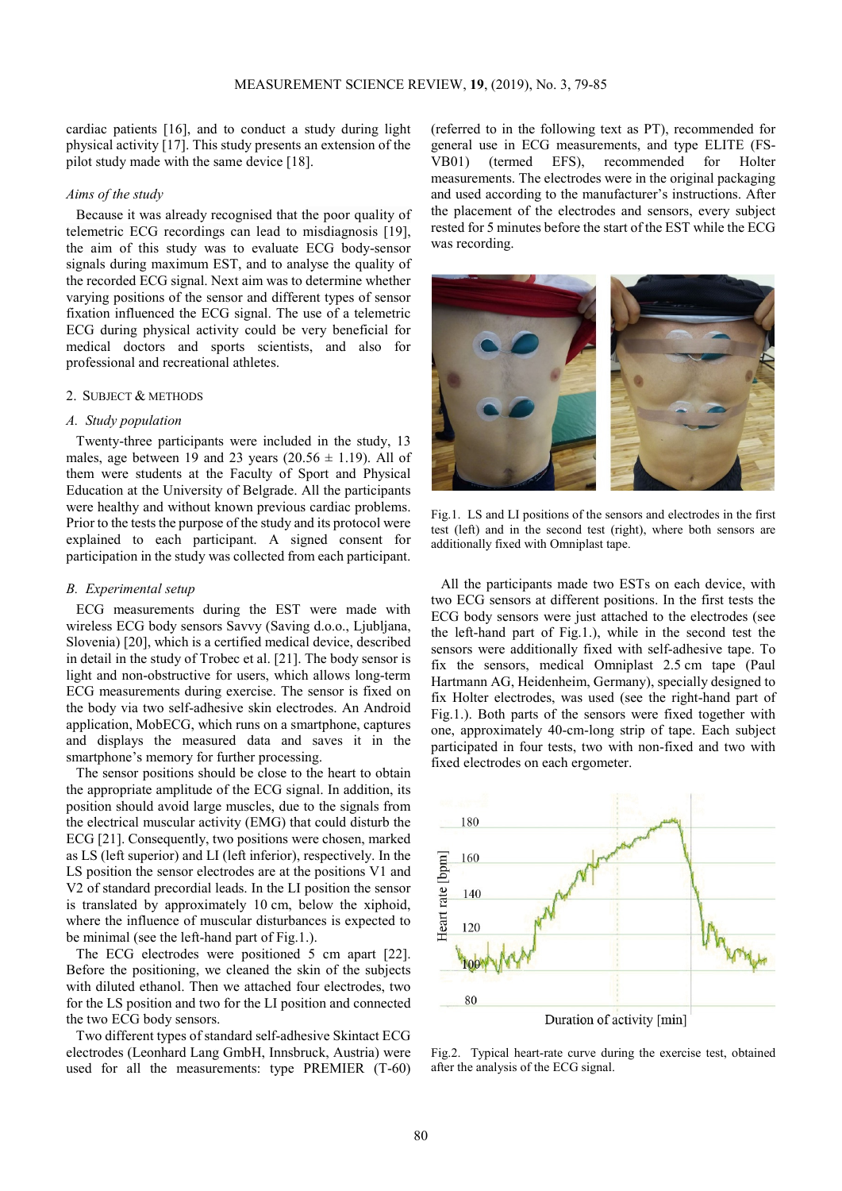cardiac patients [16], and to conduct a study during light physical activity [17]. This study presents an extension of the pilot study made with the same device [18].

### *Aims of the study*

Because it was already recognised that the poor quality of telemetric ECG recordings can lead to misdiagnosis [19], the aim of this study was to evaluate ECG body-sensor signals during maximum EST, and to analyse the quality of the recorded ECG signal. Next aim was to determine whether varying positions of the sensor and different types of sensor fixation influenced the ECG signal. The use of a telemetric ECG during physical activity could be very beneficial for medical doctors and sports scientists, and also for professional and recreational athletes.

## 2. SUBJECT & METHODS

### *A. Study population*

Twenty-three participants were included in the study, 13 males, age between 19 and 23 years (20.56 ± 1.19). All of them were students at the Faculty of Sport and Physical Education at the University of Belgrade. All the participants were healthy and without known previous cardiac problems. Prior to the tests the purpose of the study and its protocol were explained to each participant. A signed consent for participation in the study was collected from each participant.

### *B. Experimental setup*

ECG measurements during the EST were made with wireless ECG body sensors Savvy (Saving d.o.o., Ljubljana, Slovenia) [20], which is a certified medical device, described in detail in the study of Trobec et al. [21]. The body sensor is light and non-obstructive for users, which allows long-term ECG measurements during exercise. The sensor is fixed on the body via two self-adhesive skin electrodes. An Android application, MobECG, which runs on a smartphone, captures and displays the measured data and saves it in the smartphone's memory for further processing.

The sensor positions should be close to the heart to obtain the appropriate amplitude of the ECG signal. In addition, its position should avoid large muscles, due to the signals from the electrical muscular activity (EMG) that could disturb the ECG [21]. Consequently, two positions were chosen, marked as LS (left superior) and LI (left inferior), respectively. In the LS position the sensor electrodes are at the position V1 and V2 of standard precordial leads. In the LI position the sensor is translated by approximately 10 cm, below the xiphoid, where the influence of muscular disturbances is expected to be minimal (see the left-hand part of Fig.1.).

The ECG electrodes were positioned 5 cm apart [22]. Before the positioning, we cleaned the skin of the subjects with diluted ethanol. Then we attached four electrodes, two for the LS position and two for the LI position and connected the two ECG body sensors.

Two different types of standard self-adhesive Skintact ECG electrodes (Leonhard Lang GmbH, Innsbruck, Austria) were used for all the measurements: type PREMIER (T-60) (referred to in the following text as PT), recommended for general use in ECG measurements, and type ELITE (FS-VB01) (termed EFS), recommended for Holter measurements. The electrodes were in the original packaging and used according to the manufacturer's instructions. After the placement of the electrodes and sensors, every subject rested for 5 minutes before the start of the EST while the ECG was recording.

Fig.1. LS and LI positions of the sensors and electrodes in the first test (left) and in the second test (right), where both sensors are additionally fixed with Omniplast tape.

All the participants made two ESTs on each device, with two ECG sensors at different positions. In the first tests the ECG body sensors were just attached to the electrodes (see the left-hand part of Fig.1.), while in the second test the sensors were additionally fixed with self-adhesive tape. To fix the sensors, medical Omniplast 2.5 cm tape (Paul Hartmann AG, Heidenheim, Germany), specially designed to fix Holter electrodes, was used (see the right-hand part of Fig.1.). Both parts of the sensors were fixed together with one, approximately 40-cm-long strip of tape. Each subject participated in four tests, two with non-fixed and two with fixed electrodes on each ergometer.

Fig.2. Typical heart-rate curve during the exercise test, obtained after the analysis of the ECG signal.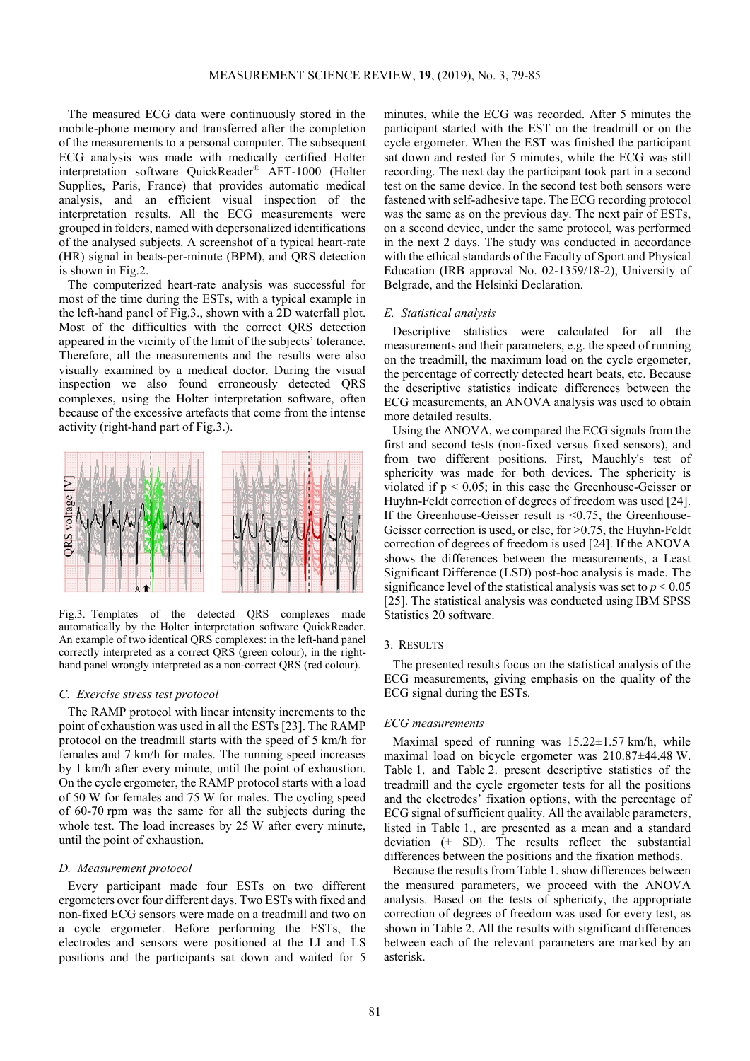The measured ECG data were continuously stored in the mobile-phone memory and transferred after the completion of the measurements to a personal computer. The subsequent ECG analysis was made with medically certified Holter interpretation software QuickReader® AFT-1000 (Holter Supplies, Paris, France) that provides automatic medical analysis, and an efficient visual inspection of the interpretation results. All the ECG measurements were grouped in folders, named with depersonalized identifications of the analysed subjects. A screenshot of a typical heart-rate (HR) signal in beats-per-minute (BPM), and QRS detection is shown in Fig.2.

The computerized heart-rate analysis was successful for most of the time during the ESTs, with a typical example in the left-hand panel of Fig.3., shown with a 2D waterfall plot. Most of the difficulties with the correct QRS detection appeared in the vicinity of the limit of the subjects' tolerance. Therefore, all the measurements and the results were also visually examined by a medical doctor. During the visual inspection we also found erroneously detected QRS complexes, using the Holter interpretation software, often because of the excessive artefacts that come from the intense activity (right-hand part of Fig.3.).

Fig.3. Templates of the detected QRS complexes made automatically by the Holter interpretation software QuickReader. An example of two identical QRS complexes: in the left-hand panel correctly interpreted as a correct QRS (green colour), in the right-hand panel wrongly interpreted as a non-correct QRS (red colour).

### C. Exercise stress test protocol

The RAMP protocol with linear intensity increments to the point of exhaustion was used in all the ESTs [23]. The RAMP protocol on the treadmill starts with the speed of 5 km/h for females and 7 km/h for males. The running speed increases by 1 km/h after every minute, until the point of exhaustion. On the cycle ergometer, the RAMP protocol starts with a load of 50 W for females and 75 W for males. The cycling speed of 60-70 rpm was the same for all the subjects during the whole test. The load increases by 25 W after every minute, until the point of exhaustion.

### D. Measurement protocol

Every participant made four ESTs on two different ergometers over four different days. Two ESTs with fixed and non-fixed ECG sensors were made on a treadmill and two on a cycle ergometer. Before performing the ESTs, the electrodes and sensors were positioned at the LI and LS positions and the participants sat down and waited for 5 minutes, while the ECG was recorded. After 5 minutes the participant started with the EST on the treadmill or on the cycle ergometer. When the EST was finished the participant sat down and rested for 5 minutes, while the ECG was still recording. The next day the participant took part in a second test on the same device. In the second test both sensors were fastened with self-adhesive tape. The ECG recording protocol was the same as on the previous day. The next pair of ESTs, on a second device, under the same protocol, was performed in the next 2 days. The study was conducted in accordance with the ethical standards of the Faculty of Sport and Physical Education (IRB approval No. 02-1359/18-2), University of Belgrade, and the Helsinki Declaration.

### E. Statistical analysis

Descriptive statistics were calculated for all the measurements and their parameters, e.g. the speed of running on the treadmill, the maximum load on the cycle ergometer, the percentage of correctly detected heart beats, etc. Because the descriptive statistics indicate differences between the ECG measurements, an ANOVA analysis was used to obtain more detailed results.

Using the ANOVA, we compared the ECG signals from the first and second tests (non-fixed versus fixed sensors), and from two different positions. First, Mauchly's test of sphericity was made for both devices. The sphericity is violated if $p < 0.05$; in this case the Greenhouse-Geisser or Huyhn-Feldt correction of degrees of freedom was used [24]. If the Greenhouse-Geisser result is <0.75, the Greenhouse-Geisser correction is used, or else, for >0.75, the Huyhn-Feldt correction of degrees of freedom is used [24]. If the ANOVA shows the differences between the measurements, a Least Significant Difference (LSD) post-hoc analysis is made. The significance level of the statistical analysis was set to $p < 0.05$ [25]. The statistical analysis was conducted using IBM SPSS Statistics 20 software.

## 3. Results

The presented results focus on the statistical analysis of the ECG measurements, giving emphasis on the quality of the ECG signal during the ESTs.

### ECG measurements

Maximal speed of running was 15.22±1.57 km/h, while maximal load on bicycle ergometer was 210.87±44.48 W. Table 1. and Table 2. present descriptive statistics of the treadmill and the cycle ergometer tests for all the positions and the electrodes' fixation options, with the percentage of ECG signal of sufficient quality. All the available parameters, listed in Table 1., are presented as a mean and a standard deviation (± SD). The results reflect the substantial differences between the positions and the fixation methods.

Because the results from Table 1. show differences between the measured parameters, we proceed with the ANOVA analysis. Based on the tests of sphericity, the appropriate correction of degrees of freedom was used for every test, as shown in Table 2. All the results with significant differences between each of the relevant parameters are marked by an asterisk.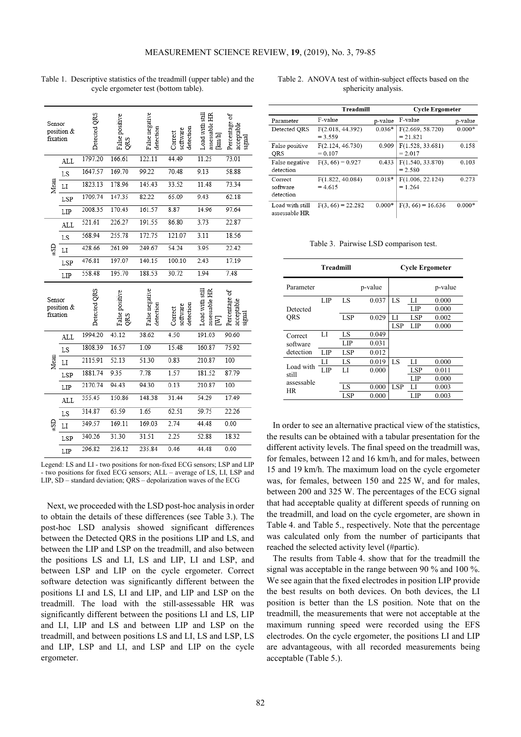Table 1. Descriptive statistics of the treadmill (upper table) and the cycle ergometer test (bottom table).

| Sensor position & fixation | | Detected QRS | False positive QRS | False negative detection | Correct software detection | Load with still assessable HR [km/h] | Percentage of acceptable signal |
|---|---|---|---|---|---|---|---|
| Mean | ALL | 1797.20 | 166.61 | 122.11 | 44.49 | 11.25 | 73.01 |
| | LS | 1647.57 | 169.70 | 99.22 | 70.48 | 9.13 | 58.88 |
| | LI | 1823.13 | 178.96 | 145.43 | 33.52 | 11.48 | 73.34 |
| | LSP | 1709.74 | 147.35 | 82.22 | 65.09 | 9.43 | 62.18 |
| | LIP | 2008.35 | 170.43 | 161.57 | 8.87 | 14.96 | 97.64 |
| ±SD | ALL | 521.61 | 226.27 | 191.55 | 86.80 | 3.73 | 22.87 |
| | LS | 568.94 | 255.78 | 172.75 | 121.07 | 3.11 | 18.56 |
| | LI | 428.66 | 261.99 | 249.67 | 54.24 | 3.95 | 22.42 |
| | LSP | 476.81 | 197.07 | 140.15 | 100.10 | 2.43 | 17.19 |
| | LIP | 558.48 | 195.70 | 188.53 | 30.72 | 1.94 | 7.48 |

| Sensor position & fixation | | Detected QRS | False positive QRS | False negative detection | Correct software detection | Load with still assessable HR [W] | Percentage of acceptable signal |
|---|---|---|---|---|---|---|---|
| Mean | ALL | 1994.20 | 43.12 | 38.62 | 4.50 | 191.03 | 90.60 |
| | LS | 1808.39 | 16.57 | 1.09 | 15.48 | 160.87 | 75.92 |
| | LI | 2115.91 | 52.13 | 51.30 | 0.83 | 210.87 | 100 |
| | LSP | 1881.74 | 9.35 | 7.78 | 1.57 | 181.52 | 87.79 |
| | LIP | 2170.74 | 94.43 | 94.30 | 0.13 | 210.87 | 100 |
| ±SD | ALL | 355.45 | 150.86 | 148.38 | 31.44 | 54.29 | 17.49 |
| | LS | 314.87 | 63.59 | 1.65 | 62.51 | 59.75 | 22.26 |
| | LI | 349.57 | 169.11 | 169.03 | 2.74 | 44.48 | 0.00 |
| | LSP | 340.26 | 31.30 | 31.51 | 2.25 | 52.88 | 18.32 |
| | LIP | 296.82 | 236.12 | 235.84 | 0.46 | 44.48 | 0.00 |

Legend: LS and LI - two positions for non-fixed ECG sensors; LSP and LIP - two positions for fixed ECG sensors; ALL – average of LS, LI, LSP and LIP, SD – standard deviation; QRS – depolarization waves of the ECG

Next, we proceeded with the LSD post-hoc analysis in order to obtain the details of these differences (see Table 3.). The post-hoc LSD analysis showed significant differences between the Detected QRS in the positions LIP and LS, and between the LIP and LSP on the treadmill, and also between the positions LS and LI, LS and LIP, LI and LSP, and between LSP and LIP on the cycle ergometer. Correct software detection was significantly different between the positions LI and LS, LI and LIP, and LIP and LSP on the treadmill. The load with the still-assessable HR was significantly different between the positions LI and LS, LIP and LI, LIP and LS and between LIP and LSP on the treadmill, and between positions LS and LI, LS and LSP, LS and LIP, LSP and LI, and LSP and LIP on the cycle ergometer.

Table 2. ANOVA test of within-subject effects based on the sphericity analysis.

| | Treadmill | | Cycle Ergometer | |
|---|---|---|---|---|
| Parameter | F-value | p-value | F-value | p-value |
| Detected QRS | $F(2.018, 44.392) = 3.559$ | 0.036* | $F(2.669, 58.720) = 21.821$ | 0.000* |
| False positive QRS | $F(2.124, 46.730) = 0.107$ | 0.909 | $F(1.528, 33.681) = 2.017$ | 0.158 |
| False negative detection | $F(3, 66) = 0.927$ | 0.433 | $F(1.540, 33.870) = 2.580$ | 0.103 |
| Correct software detection | $F(1.822, 40.084) = 4.615$ | 0.018* | $F(1.006, 22.124) = 1.264$ | 0.273 |
| Load with still assessable HR | $F(3, 66) = 22.282$ | 0.000* | $F(3, 66) = 16.636$ | 0.000* |

Table 3. Pairwise LSD comparison test.

| | Treadmill | | | Cycle Ergometer | | |
|---|---|---|---|---|---|---|
| Parameter | | | p-value | | | p-value |
| Detected QRS | LIP | LS | 0.037 | LS | LI | 0.000 |
| | | | | | LIP | 0.000 |
| | | LSP | 0.029 | LI | LSP | 0.002 |
| | | | | LSP | LIP | 0.000 |
| Correct software detection | LI | LS | 0.049 | | | |
| | | LIP | 0.031 | | | |
| | LIP | LSP | 0.012 | | | |
| Load with still assessable HR | LI | LS | 0.019 | LS | LI | 0.000 |
| | LIP | LI | 0.000 | | LSP | 0.011 |
| | | | | | LIP | 0.000 |
| | | LS | 0.000 | LSP | LI | 0.003 |
| | | LSP | 0.000 | | LIP | 0.003 |

In order to see an alternative practical view of the statistics, the results can be obtained with a tabular presentation for the different activity levels. The final speed on the treadmill was, for females, between 12 and 16 km/h, and for males, between 15 and 19 km/h. The maximum load on the cycle ergometer was, for females, between 150 and 225 W, and for males, between 200 and 325 W. The percentages of the ECG signal that had acceptable quality at different speeds of running on the treadmill, and load on the cycle ergometer, are shown in Table 4. and Table 5., respectively. Note that the percentage was calculated only from the number of participants that reached the selected activity level (#partic).

The results from Table 4. show that for the treadmill the signal was acceptable in the range between 90 % and 100 %. We see again that the fixed electrodes in position LIP provide the best results on both devices. On both devices, the LI position is better than the LS position. Note that on the treadmill, the measurements that were not acceptable at the maximum running speed were recorded using the EFS electrodes. On the cycle ergometer, the positions LI and LIP are advantageous, with all recorded measurements being acceptable (Table 5.).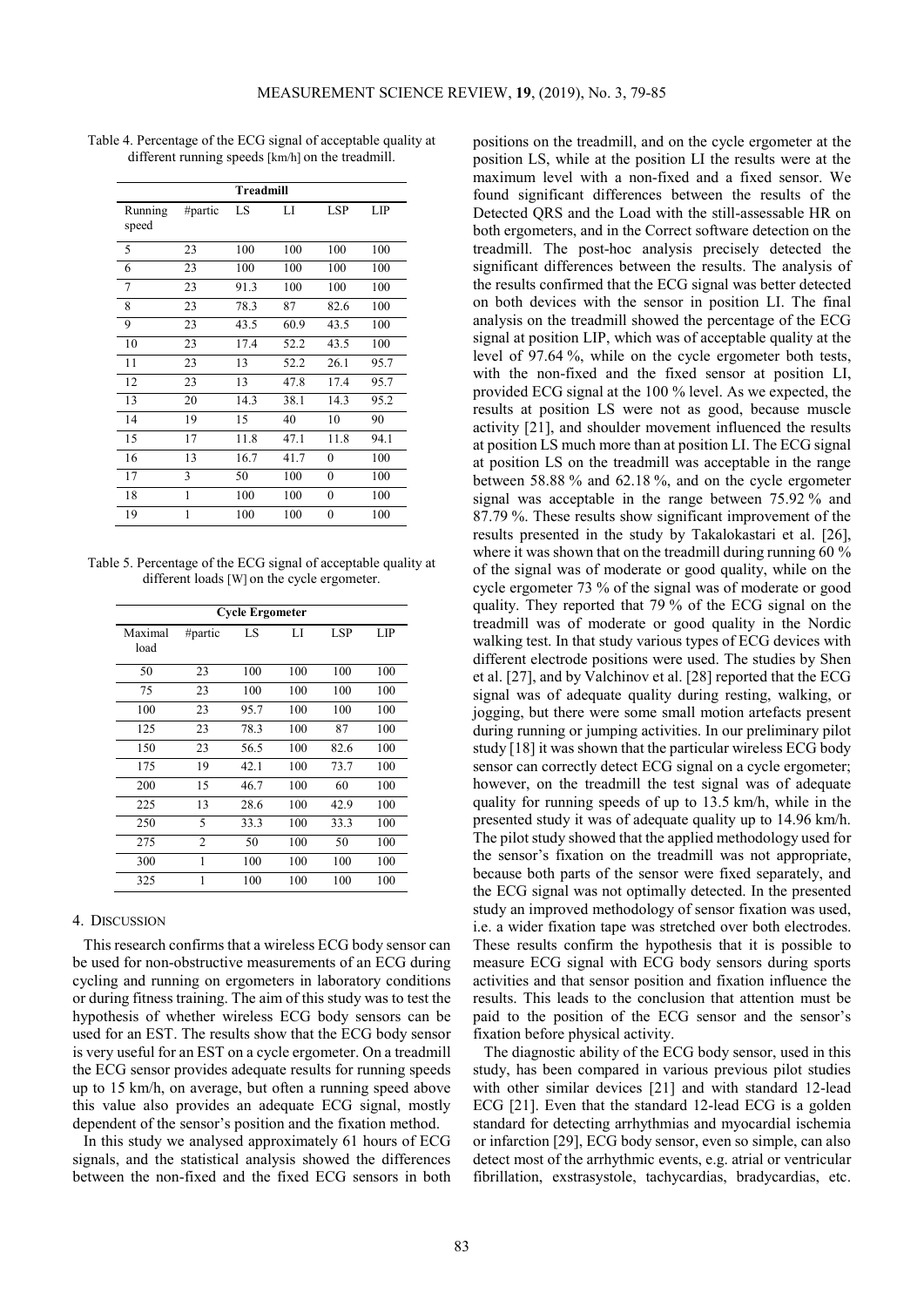Table 4. Percentage of the ECG signal of acceptable quality at different running speeds [km/h] on the treadmill.

| Treadmill | | | | | |
|---|---|---|---|---|---|
| Running speed | #partic | LS | LI | LSP | LIP |
| 5 | 23 | 100 | 100 | 100 | 100 |
| 6 | 23 | 100 | 100 | 100 | 100 |
| 7 | 23 | 91.3 | 100 | 100 | 100 |
| 8 | 23 | 78.3 | 87 | 82.6 | 100 |
| 9 | 23 | 43.5 | 60.9 | 43.5 | 100 |
| 10 | 23 | 17.4 | 52.2 | 43.5 | 100 |
| 11 | 23 | 13 | 52.2 | 26.1 | 95.7 |
| 12 | 23 | 13 | 47.8 | 17.4 | 95.7 |
| 13 | 20 | 14.3 | 38.1 | 14.3 | 95.2 |
| 14 | 19 | 15 | 40 | 10 | 90 |
| 15 | 17 | 11.8 | 47.1 | 11.8 | 94.1 |
| 16 | 13 | 16.7 | 41.7 | 0 | 100 |
| 17 | 3 | 50 | 100 | 0 | 100 |
| 18 | 1 | 100 | 100 | 0 | 100 |
| 19 | 1 | 100 | 100 | 0 | 100 |

Table 5. Percentage of the ECG signal of acceptable quality at different loads [W] on the cycle ergometer.

| Cycle Ergometer | | | | | |
|---|---|---|---|---|---|
| Maximal load | #partic | LS | LI | LSP | LIP |
| 50 | 23 | 100 | 100 | 100 | 100 |
| 75 | 23 | 100 | 100 | 100 | 100 |
| 100 | 23 | 95.7 | 100 | 100 | 100 |
| 125 | 23 | 78.3 | 100 | 87 | 100 |
| 150 | 23 | 56.5 | 100 | 82.6 | 100 |
| 175 | 19 | 42.1 | 100 | 73.7 | 100 |
| 200 | 15 | 46.7 | 100 | 60 | 100 |
| 225 | 13 | 28.6 | 100 | 42.9 | 100 |
| 250 | 5 | 33.3 | 100 | 33.3 | 100 |
| 275 | 2 | 50 | 100 | 50 | 100 |
| 300 | 1 | 100 | 100 | 100 | 100 |
| 325 | 1 | 100 | 100 | 100 | 100 |

## 4. DISCUSSION

This research confirms that a wireless ECG body sensor can be used for non-obstructive measurements of an ECG during cycling and running on ergometers in laboratory conditions or during fitness training. The aim of this study was to test the hypothesis of whether wireless ECG body sensors can be used for an EST. The results show that the ECG body sensor is very useful for an EST on a cycle ergometer. On a treadmill the ECG sensor provides adequate results for running speeds up to 15 km/h, on average, but often a running speed above this value also provides an adequate ECG signal, mostly dependent of the sensor's position and the fixation method.

In this study we analysed approximately 61 hours of ECG signals, and the statistical analysis showed the differences between the non-fixed and the fixed ECG sensors in both positions on the treadmill, and on the cycle ergometer at the position LS, while at the position LI the results were at the maximum level with a non-fixed and a fixed sensor. We found significant differences between the results of the Detected QRS and the Load with the still-assessable HR on both ergometers, and in the Correct software detection on the treadmill. The post-hoc analysis precisely detected the significant differences between the results. The analysis of the results confirmed that the ECG signal was better detected on both devices with the sensor in position LI. The final analysis on the treadmill showed the percentage of the ECG signal at position LIP, which was of acceptable quality at the level of 97.64 %, while on the cycle ergometer both tests, with the non-fixed and the fixed sensor at position LI, provided ECG signal at the 100 % level. As we expected, the results at position LS were not as good, because muscle activity [21], and shoulder movement influenced the results at position LS much more than at position LI. The ECG signal at position LS on the treadmill was acceptable in the range between 58.88 % and 62.18 %, and on the cycle ergometer signal was acceptable in the range between 75.92 % and 87.79 %. These results show significant improvement of the results presented in the study by Takalokastari et al. [26], where it was shown that on the treadmill during running 60 % of the signal was of moderate or good quality, while on the cycle ergometer 73 % of the signal was of moderate or good quality. They reported that 79 % of the ECG signal on the treadmill was of moderate or good quality in the Nordic walking test. In that study various types of ECG devices with different electrode positions were used. The studies by Shen et al. [27], and by Valchinov et al. [28] reported that the ECG signal was of adequate quality during resting, walking, or jogging, but there were some small motion artefacts present during running or jumping activities. In our preliminary pilot study [18] it was shown that the particular wireless ECG body sensor can correctly detect ECG signal on a cycle ergometer; however, on the treadmill the test signal was of adequate quality for running speeds of up to 13.5 km/h, while in the presented study it was of adequate quality up to 14.96 km/h. The pilot study showed that the applied methodology used for the sensor's fixation on the treadmill was not appropriate, because both parts of the sensor were fixed separately, and the ECG signal was not optimally detected. In the presented study an improved methodology of sensor fixation was used, i.e. a wider fixation tape was stretched over both electrodes. These results confirm the hypothesis that it is possible to measure ECG signal with ECG body sensors during sports activities and that sensor position and fixation influence the results. This leads to the conclusion that attention must be paid to the position of the ECG sensor and the sensor's fixation before physical activity.

The diagnostic ability of the ECG body sensor, used in this study, has been compared in various previous pilot studies with other similar devices [21] and with standard 12-lead ECG [21]. Even that the standard 12-lead ECG is a golden standard for detecting arrhythmias and myocardial ischemia or infarction [29], ECG body sensor, even so simple, can also detect most of the arrhythmic events, e.g. atrial or ventricular fibrillation, exstrasystole, tachycardias, bradycardias, etc.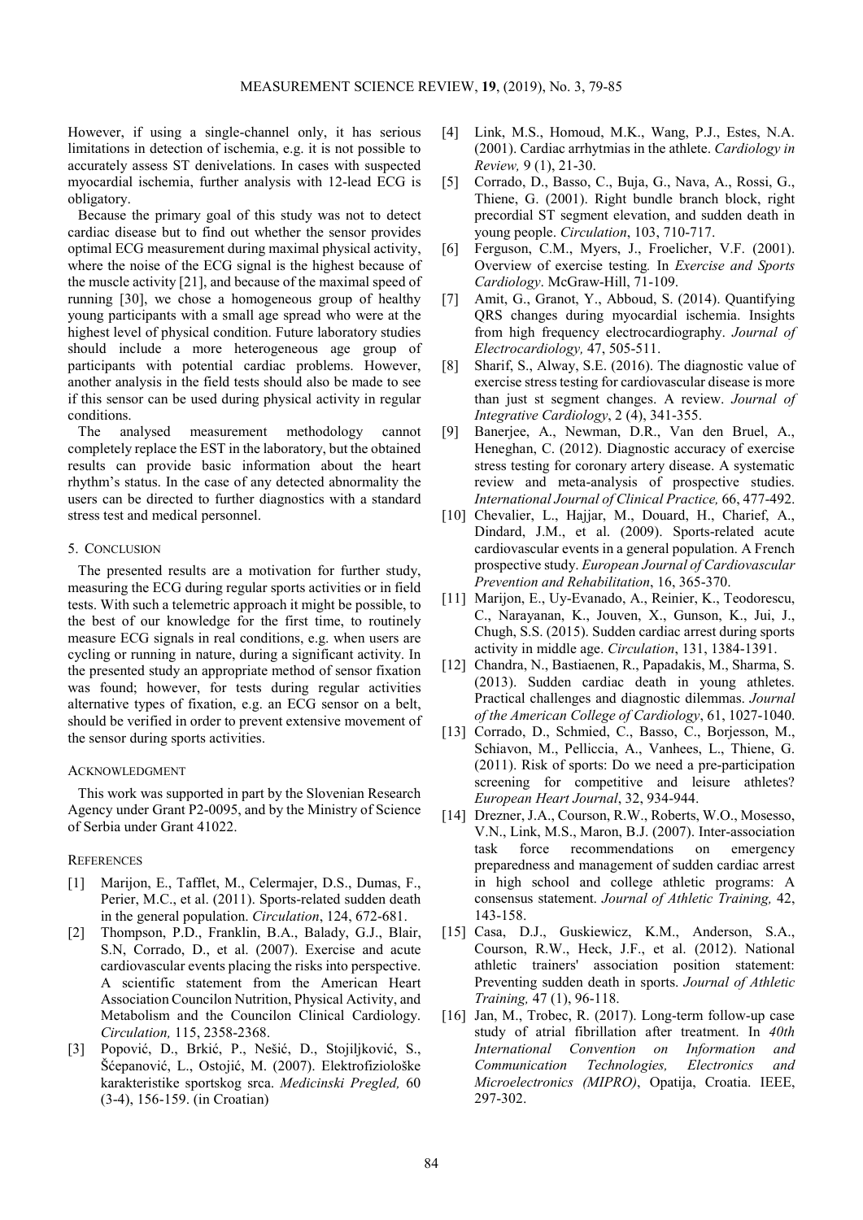However, if using a single-channel only, it has serious limitations in detection of ischemia, e.g. it is not possible to accurately assess ST denivelations. In cases with suspected myocardial ischemia, further analysis with 12-lead ECG is obligatory.

Because the primary goal of this study was not to detect cardiac disease but to find out whether the sensor provides optimal ECG measurement during maximal physical activity, where the noise of the ECG signal is the highest because of the muscle activity [21], and because of the maximal speed of running [30], we chose a homogeneous group of healthy young participants with a small age spread who were at the highest level of physical condition. Future laboratory studies should include a more heterogeneous age group of participants with potential cardiac problems. However, another analysis in the field tests should also be made to see if this sensor can be used during physical activity in regular conditions.

The analysed measurement methodology cannot completely replace the EST in the laboratory, but the obtained results can provide basic information about the heart rhythm's status. In the case of any detected abnormality the users can be directed to further diagnostics with a standard stress test and medical personnel.

## 5. Conclusion

The presented results are a motivation for further study, measuring the ECG during regular sports activities or in field tests. With such a telemetric approach it might be possible, to the best of our knowledge for the first time, to routinely measure ECG signals in real conditions, e.g. when users are cycling or running in nature, during a significant activity. In the presented study an appropriate method of sensor fixation was found; however, for tests during regular activities alternative types of fixation, e.g. an ECG sensor on a belt, should be verified in order to prevent extensive movement of the sensor during sports activities.

## Acknowledgment

This work was supported in part by the Slovenian Research Agency under Grant P2-0095, and by the Ministry of Science of Serbia under Grant 41022.

## References

[1] Marijon, E., Tafflet, M., Celermajer, D.S., Dumas, F., Perier, M.C., et al. (2011). Sports-related sudden death in the general population. *Circulation*, 124, 672-681.

[2] Thompson, P.D., Franklin, B.A., Balady, G.J., Blair, S.N, Corrado, D., et al. (2007). Exercise and acute cardiovascular events placing the risks into perspective. A scientific statement from the American Heart Association Councilon Nutrition, Physical Activity, and Metabolism and the Councilon Clinical Cardiology. *Circulation,* 115, 2358-2368.

[3] Popović, D., Brkić, P., Nešić, D., Stojiljković, S., Šćepanović, L., Ostojić, M. (2007). Elektrofiziološke karakteristike sportskog srca. *Medicinski Pregled,* 60 (3-4), 156-159. (in Croatian)

[4] Link, M.S., Homoud, M.K., Wang, P.J., Estes, N.A. (2001). Cardiac arrhytmias in the athlete. *Cardiology in Review,* 9 (1), 21-30.

[5] Corrado, D., Basso, C., Buja, G., Nava, A., Rossi, G., Thiene, G. (2001). Right bundle branch block, right precordial ST segment elevation, and sudden death in young people. *Circulation*, 103, 710-717.

[6] Ferguson, C.M., Myers, J., Froelicher, V.F. (2001). Overview of exercise testing*.* In *Exercise and Sports Cardiology*. McGraw-Hill, 71-109.

[7] Amit, G., Granot, Y., Abboud, S. (2014). Quantifying QRS changes during myocardial ischemia. Insights from high frequency electrocardiography. *Journal of Electrocardiology,* 47, 505-511.

[8] Sharif, S., Alway, S.E. (2016). The diagnostic value of exercise stress testing for cardiovascular disease is more than just st segment changes. A review. *Journal of Integrative Cardiology*, 2 (4), 341-355.

[9] Banerjee, A., Newman, D.R., Van den Bruel, A., Heneghan, C. (2012). Diagnostic accuracy of exercise stress testing for coronary artery disease. A systematic review and meta-analysis of prospective studies. *International Journal of Clinical Practice,* 66, 477-492.

[10] Chevalier, L., Hajjar, M., Douard, H., Charief, A., Dindard, J.M., et al. (2009). Sports-related acute cardiovascular events in a general population. A French prospective study. *European Journal of Cardiovascular Prevention and Rehabilitation*, 16, 365-370.

[11] Marijon, E., Uy-Evanado, A., Reinier, K., Teodorescu, C., Narayanan, K., Jouven, X., Gunson, K., Jui, J., Chugh, S.S. (2015). Sudden cardiac arrest during sports activity in middle age. *Circulation*, 131, 1384-1391.

[12] Chandra, N., Bastiaenen, R., Papadakis, M., Sharma, S. (2013). Sudden cardiac death in young athletes. Practical challenges and diagnostic dilemmas. *Journal of the American College of Cardiology*, 61, 1027-1040.

[13] Corrado, D., Schmied, C., Basso, C., Borjesson, M., Schiavon, M., Pelliccia, A., Vanhees, L., Thiene, G. (2011). Risk of sports: Do we need a pre-participation screening for competitive and leisure athletes? *European Heart Journal*, 32, 934-944.

[14] Drezner, J.A., Courson, R.W., Roberts, W.O., Mosesso, V.N., Link, M.S., Maron, B.J. (2007). Inter-association task force recommendations on emergency preparedness and management of sudden cardiac arrest in high school and college athletic programs: A consensus statement. *Journal of Athletic Training,* 42, 143-158.

[15] Casa, D.J., Guskiewicz, K.M., Anderson, S.A., Courson, R.W., Heck, J.F., et al. (2012). National athletic trainers' association position statement: Preventing sudden death in sports. *Journal of Athletic Training,* 47 (1), 96-118.

[16] Jan, M., Trobec, R. (2017). Long-term follow-up case study of atrial fibrillation after treatment. In *40th International Convention on Information and Communication Technologies, Electronics and Microelectronics (MIPRO)*, Opatija, Croatia. IEEE, 297-302.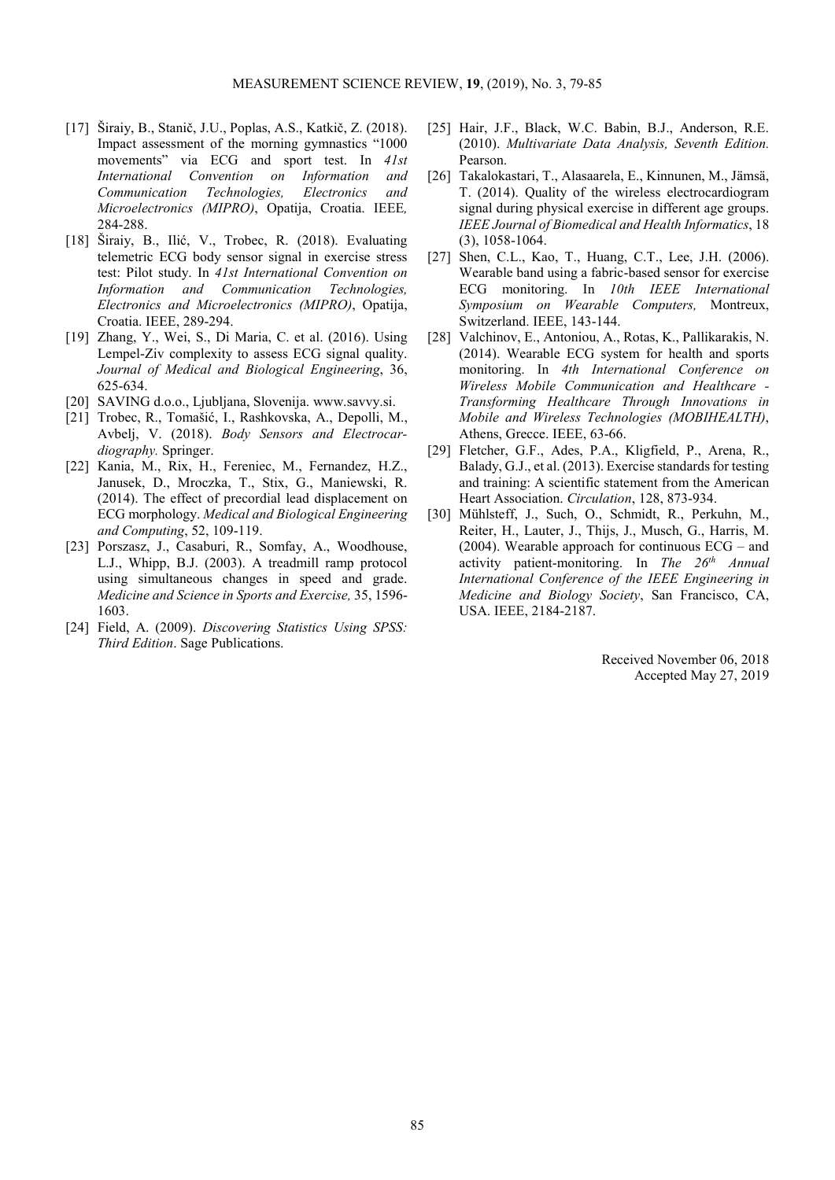[17] Širaiy, B., Stanič, J.U., Poplas, A.S., Katkič, Z. (2018). Impact assessment of the morning gymnastics "1000 movements" via ECG and sport test. In *41st International Convention on Information and Communication Technologies, Electronics and Microelectronics (MIPRO)*, Opatija, Croatia. IEEE*,* 284-288.

[18] Širaiy, B., Ilić, V., Trobec, R. (2018). Evaluating telemetric ECG body sensor signal in exercise stress test: Pilot study. In *41st International Convention on Information and Communication Technologies, Electronics and Microelectronics (MIPRO)*, Opatija, Croatia. IEEE, 289-294.

[19] Zhang, Y., Wei, S., Di Maria, C. et al. (2016). Using Lempel-Ziv complexity to assess ECG signal quality. *Journal of Medical and Biological Engineering*, 36, 625-634.

[20] SAVING d.o.o., Ljubljana, Slovenija. www.savvy.si.

[21] Trobec, R., Tomašić, I., Rashkovska, A., Depolli, M., Avbelj, V. (2018). *Body Sensors and Electrocardiography.* Springer.

[22] Kania, M., Rix, H., Fereniec, M., Fernandez, H.Z., Janusek, D., Mroczka, T., Stix, G., Maniewski, R. (2014). The effect of precordial lead displacement on ECG morphology. *Medical and Biological Engineering and Computing*, 52, 109-119.

[23] Porszasz, J., Casaburi, R., Somfay, A., Woodhouse, L.J., Whipp, B.J. (2003). A treadmill ramp protocol using simultaneous changes in speed and grade. *Medicine and Science in Sports and Exercise,* 35, 1596-1603.

[24] Field, A. (2009). *Discovering Statistics Using SPSS: Third Edition*. Sage Publications.

[25] Hair, J.F., Black, W.C. Babin, B.J., Anderson, R.E. (2010). *Multivariate Data Analysis, Seventh Edition.* Pearson.

[26] Takalokastari, T., Alasaarela, E., Kinnunen, M., Jämsä, T. (2014). Quality of the wireless electrocardiogram signal during physical exercise in different age groups. *IEEE Journal of Biomedical and Health Informatics*, 18 (3), 1058-1064.

[27] Shen, C.L., Kao, T., Huang, C.T., Lee, J.H. (2006). Wearable band using a fabric-based sensor for exercise ECG monitoring. In *10th IEEE International Symposium on Wearable Computers,* Montreux, Switzerland. IEEE, 143-144.

[28] Valchinov, E., Antoniou, A., Rotas, K., Pallikarakis, N. (2014). Wearable ECG system for health and sports monitoring. In *4th International Conference on Wireless Mobile Communication and Healthcare - Transforming Healthcare Through Innovations in Mobile and Wireless Technologies (MOBIHEALTH)*, Athens, Grecce. IEEE, 63-66.

[29] Fletcher, G.F., Ades, P.A., Kligfield, P., Arena, R., Balady, G.J., et al. (2013). Exercise standards for testing and training: A scientific statement from the American Heart Association. *Circulation*, 128, 873-934.

[30] Mühlsteff, J., Such, O., Schmidt, R., Perkuhn, M., Reiter, H., Lauter, J., Thijs, J., Musch, G., Harris, M. (2004). Wearable approach for continuous ECG – and activity patient-monitoring. In *The 26th Annual International Conference of the IEEE Engineering in Medicine and Biology Society*, San Francisco, CA, USA. IEEE, 2184-2187.

Received November 06, 2018
Accepted May 27, 2019